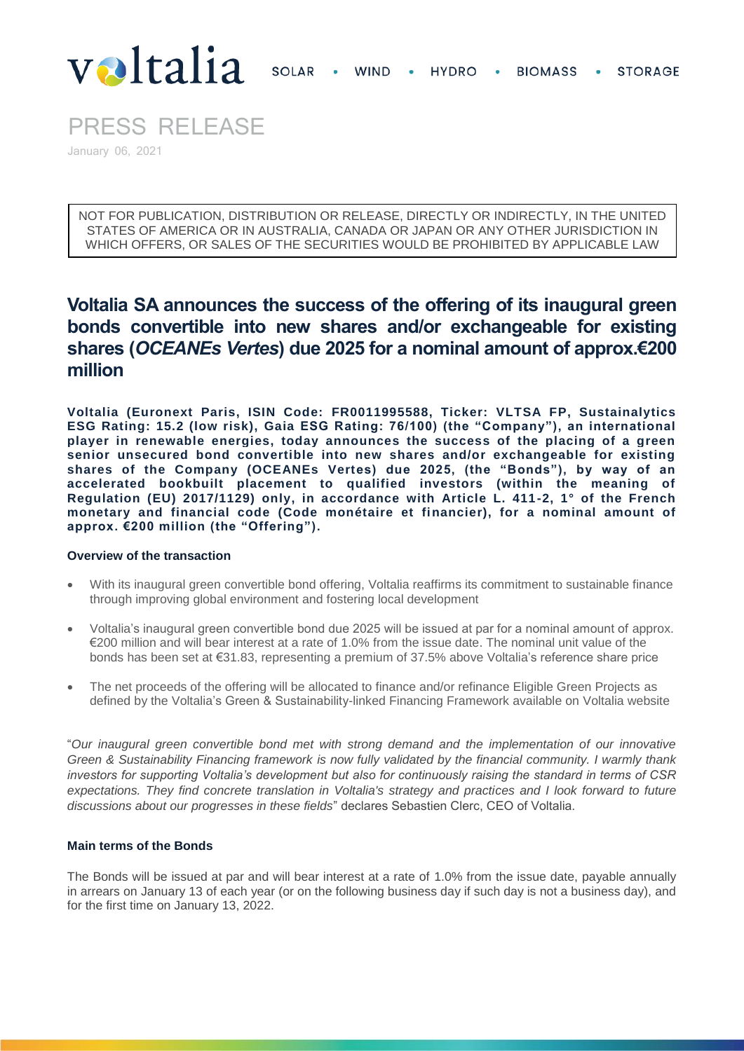voltalia SOLAR • WIND • HYDRO • BIOMASS • STORAGE

# PRESS RELEASE

January 06, 2021

NOT FOR PUBLICATION, DISTRIBUTION OR RELEASE, DIRECTLY OR INDIRECTLY, IN THE UNITED STATES OF AMERICA OR IN AUSTRALIA, CANADA OR JAPAN OR ANY OTHER JURISDICTION IN WHICH OFFERS, OR SALES OF THE SECURITIES WOULD BE PROHIBITED BY APPLICABLE LAW

## Voltalia SA announces the success of the offering of its inaugural green bonds convertible into new shares and/or exchangeable for existing shares (*OCEANEs Vertes*) due 2025 for a nominal amount of approx.€200 million

**Voltalia (Euronext Paris, ISIN Code: FR0011995588, Ticker: VLTSA FP, Sustainalytics ESG Rating: 15.2 (low risk), Gaia ESG Rating: 76/100) (the "Company"), an international player in renewable energies, today announces the success of the placing of a green senior unsecured bond convertible into new shares and/or exchangeable for existing shares of the Company (OCEANEs Vertes) due 2025, (the "Bonds"), by way of an accelerated bookbuilt placement to qualified investors (within the meaning of Regulation (EU) 2017/1129) only, in accordance with Article L. 411-2, 1° of the French monetary and financial code (Code monétaire et financier), for a nominal amount of approx. €200 million (the "Offering").**

### Overview of the transaction

- With its inaugural green convertible bond offering, Voltalia reaffirms its commitment to sustainable finance through improving global environment and fostering local development
- Voltalia's inaugural green convertible bond due 2025 will be issued at par for a nominal amount of approx. €200 million and will bear interest at a rate of 1.0% from the issue date. The nominal unit value of the bonds has been set at €31.83, representing a premium of 37.5% above Voltalia's reference share price
- The net proceeds of the offering will be allocated to finance and/or refinance Eligible Green Projects as defined by the Voltalia's Green & Sustainability-linked Financing Framework available on Voltalia website

"*Our inaugural green convertible bond met with strong demand and the implementation of our innovative Green & Sustainability Financing framework is now fully validated by the financial community. I warmly thank investors for supporting Voltalia's development but also for continuously raising the standard in terms of CSR expectations. They find concrete translation in Voltalia's strategy and practices and I look forward to future discussions about our progresses in these fields*" declares Sebastien Clerc, CEO of Voltalia.

### Main terms of the Bonds

The Bonds will be issued at par and will bear interest at a rate of 1.0% from the issue date, payable annually in arrears on January 13 of each year (or on the following business day if such day is not a business day), and for the first time on January 13, 2022.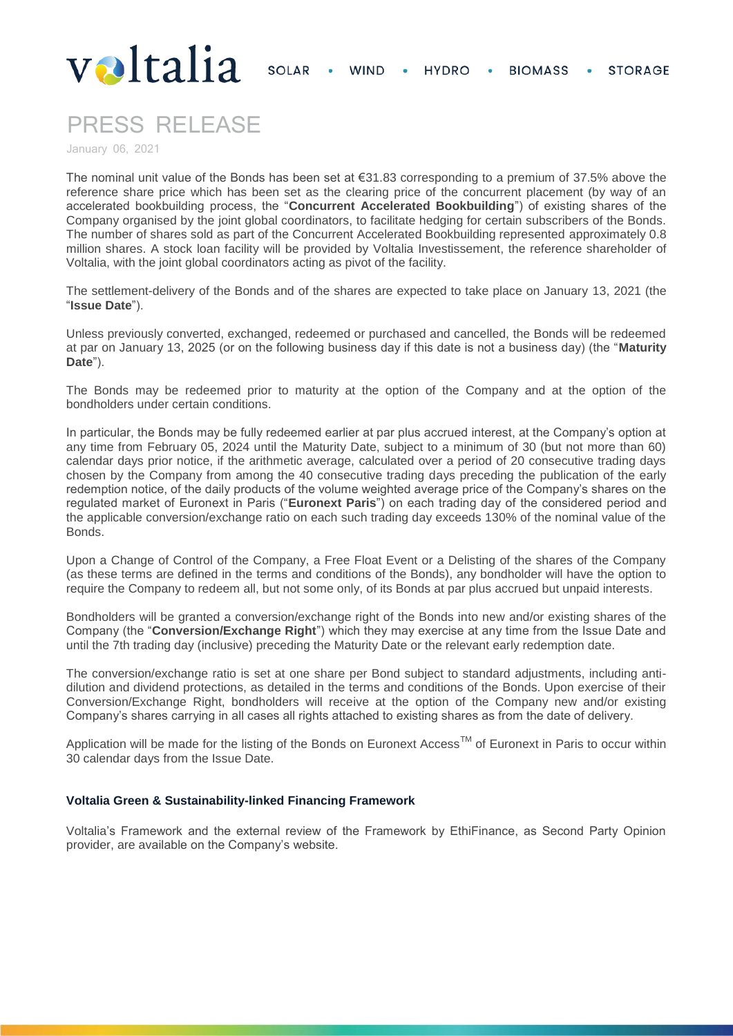The nominal unit value of the Bonds has been set at €31.83 corresponding to a premium of 37.5% above the reference share price which has been set as the clearing price of the concurrent placement (by way of an accelerated bookbuilding process, the "**Concurrent Accelerated Bookbuilding**") of existing shares of the Company organised by the joint global coordinators, to facilitate hedging for certain subscribers of the Bonds. The number of shares sold as part of the Concurrent Accelerated Bookbuilding represented approximately 0.8 million shares. A stock loan facility will be provided by Voltalia Investissement, the reference shareholder of Voltalia, with the joint global coordinators acting as pivot of the facility.

The settlement-delivery of the Bonds and of the shares are expected to take place on January 13, 2021 (the "**Issue Date**").

Unless previously converted, exchanged, redeemed or purchased and cancelled, the Bonds will be redeemed at par on January 13, 2025 (or on the following business day if this date is not a business day) (the "**Maturity Date**").

The Bonds may be redeemed prior to maturity at the option of the Company and at the option of the bondholders under certain conditions.

In particular, the Bonds may be fully redeemed earlier at par plus accrued interest, at the Company's option at any time from February 05, 2024 until the Maturity Date, subject to a minimum of 30 (but not more than 60) calendar days prior notice, if the arithmetic average, calculated over a period of 20 consecutive trading days chosen by the Company from among the 40 consecutive trading days preceding the publication of the early redemption notice, of the daily products of the volume weighted average price of the Company's shares on the regulated market of Euronext in Paris ("**Euronext Paris**") on each trading day of the considered period and the applicable conversion/exchange ratio on each such trading day exceeds 130% of the nominal value of the Bonds.

Upon a Change of Control of the Company, a Free Float Event or a Delisting of the shares of the Company (as these terms are defined in the terms and conditions of the Bonds), any bondholder will have the option to require the Company to redeem all, but not some only, of its Bonds at par plus accrued but unpaid interests.

Bondholders will be granted a conversion/exchange right of the Bonds into new and/or existing shares of the Company (the "**Conversion/Exchange Right**") which they may exercise at any time from the Issue Date and until the 7th trading day (inclusive) preceding the Maturity Date or the relevant early redemption date.

The conversion/exchange ratio is set at one share per Bond subject to standard adjustments, including anti-dilution and dividend protections, as detailed in the terms and conditions of the Bonds. Upon exercise of their Conversion/Exchange Right, bondholders will receive at the option of the Company new and/or existing Company's shares carrying in all cases all rights attached to existing shares as from the date of delivery.

Application will be made for the listing of the Bonds on Euronext Access™ of Euronext in Paris to occur within 30 calendar days from the Issue Date.

### Voltalia Green & Sustainability-linked Financing Framework

Voltalia's Framework and the external review of the Framework by EthiFinance, as Second Party Opinion provider, are available on the Company's website.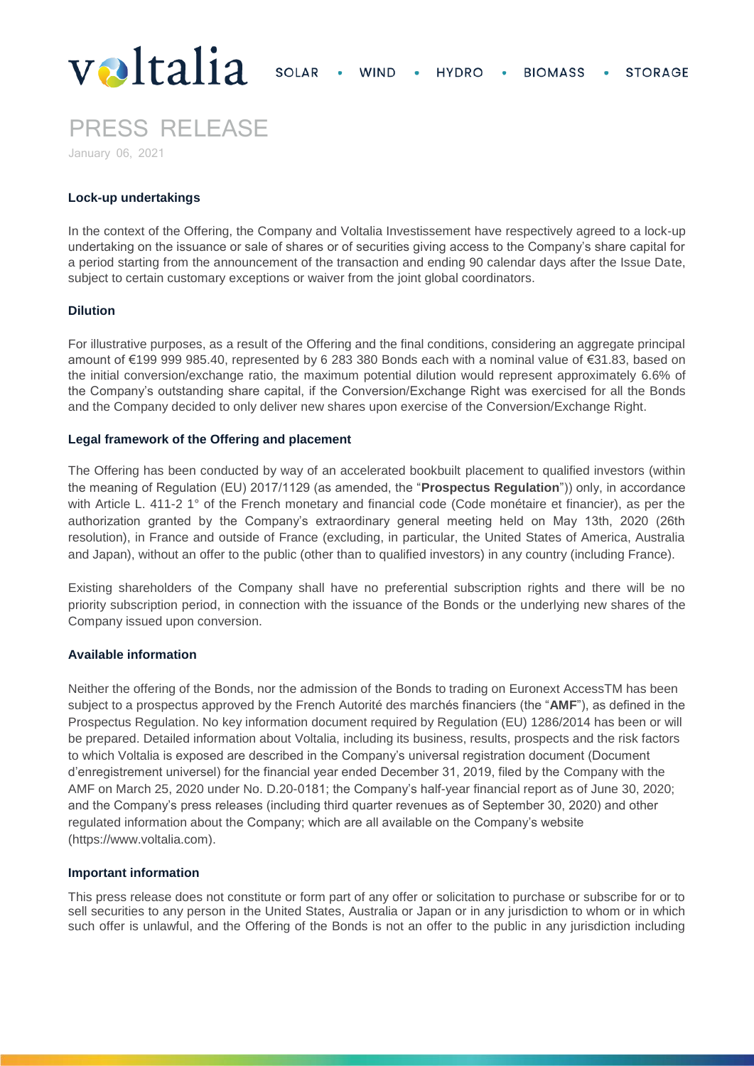#### Lock-up undertakings

In the context of the Offering, the Company and Voltalia Investissement have respectively agreed to a lock-up undertaking on the issuance or sale of shares or of securities giving access to the Company's share capital for a period starting from the announcement of the transaction and ending 90 calendar days after the Issue Date, subject to certain customary exceptions or waiver from the joint global coordinators.

#### Dilution

For illustrative purposes, as a result of the Offering and the final conditions, considering an aggregate principal amount of €199 999 985.40, represented by 6 283 380 Bonds each with a nominal value of €31.83, based on the initial conversion/exchange ratio, the maximum potential dilution would represent approximately 6.6% of the Company's outstanding share capital, if the Conversion/Exchange Right was exercised for all the Bonds and the Company decided to only deliver new shares upon exercise of the Conversion/Exchange Right.

#### Legal framework of the Offering and placement

The Offering has been conducted by way of an accelerated bookbuilt placement to qualified investors (within the meaning of Regulation (EU) 2017/1129 (as amended, the "**Prospectus Regulation**")) only, in accordance with Article L. 411-2 1° of the French monetary and financial code (Code monétaire et financier), as per the authorization granted by the Company's extraordinary general meeting held on May 13th, 2020 (26th resolution), in France and outside of France (excluding, in particular, the United States of America, Australia and Japan), without an offer to the public (other than to qualified investors) in any country (including France).

Existing shareholders of the Company shall have no preferential subscription rights and there will be no priority subscription period, in connection with the issuance of the Bonds or the underlying new shares of the Company issued upon conversion.

#### Available information

Neither the offering of the Bonds, nor the admission of the Bonds to trading on Euronext AccessTM has been subject to a prospectus approved by the French Autorité des marchés financiers (the "**AMF**"), as defined in the Prospectus Regulation. No key information document required by Regulation (EU) 1286/2014 has been or will be prepared. Detailed information about Voltalia, including its business, results, prospects and the risk factors to which Voltalia is exposed are described in the Company's universal registration document (Document d'enregistrement universel) for the financial year ended December 31, 2019, filed by the Company with the AMF on March 25, 2020 under No. D.20-0181; the Company's half-year financial report as of June 30, 2020; and the Company's press releases (including third quarter revenues as of September 30, 2020) and other regulated information about the Company; which are all available on the Company's website (https://www.voltalia.com).

#### Important information

This press release does not constitute or form part of any offer or solicitation to purchase or subscribe for or to sell securities to any person in the United States, Australia or Japan or in any jurisdiction to whom or in which such offer is unlawful, and the Offering of the Bonds is not an offer to the public in any jurisdiction including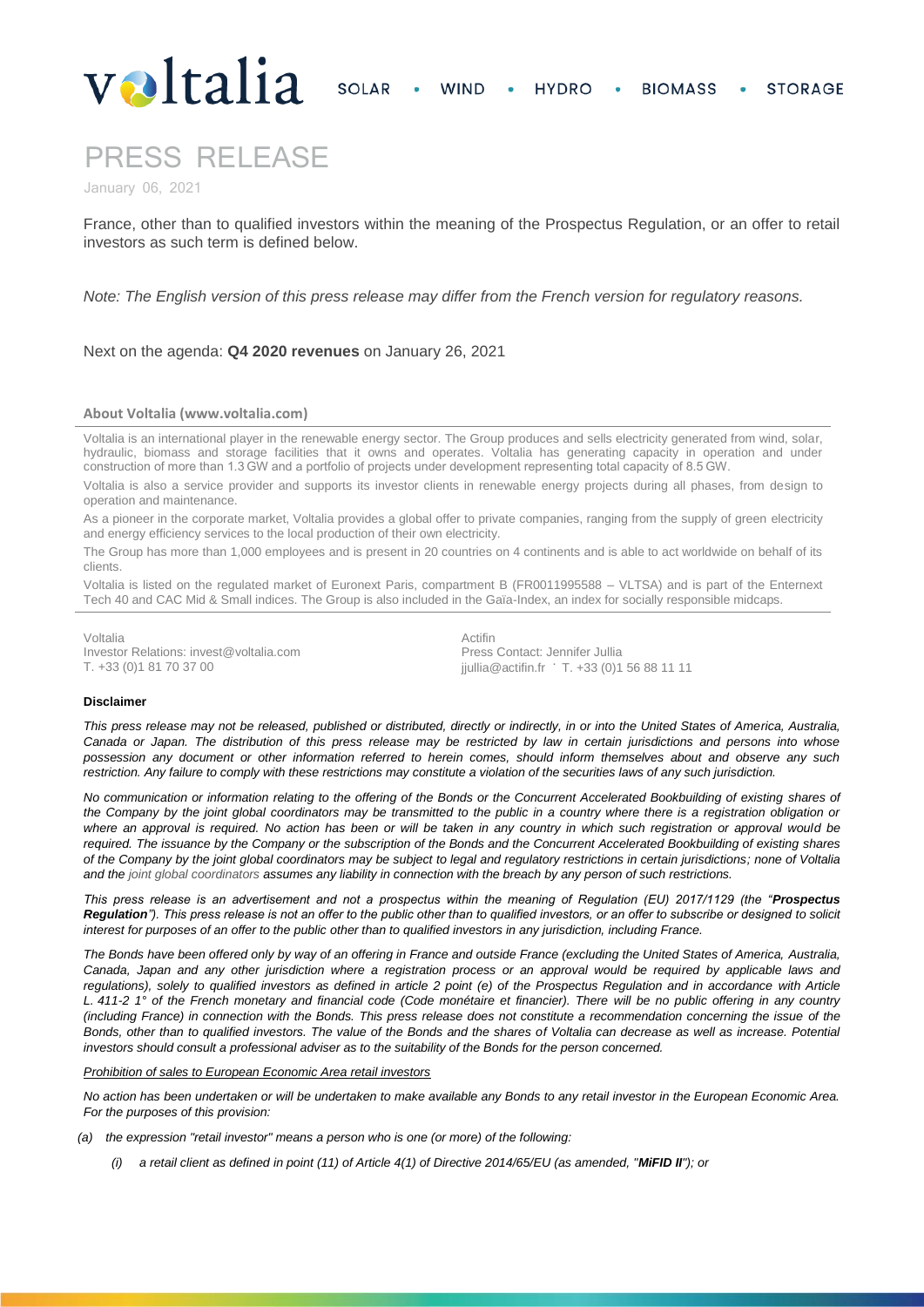France, other than to qualified investors within the meaning of the Prospectus Regulation, or an offer to retail investors as such term is defined below.

*Note: The English version of this press release may differ from the French version for regulatory reasons.*

Next on the agenda: **Q4 2020 revenues** on January 26, 2021

**About Voltalia (www.voltalia.com)**

Voltalia is an international player in the renewable energy sector. The Group produces and sells electricity generated from wind, solar, hydraulic, biomass and storage facilities that it owns and operates. Voltalia has generating capacity in operation and under construction of more than 1.3 GW and a portfolio of projects under development representing total capacity of 8.5 GW.

Voltalia is also a service provider and supports its investor clients in renewable energy projects during all phases, from design to operation and maintenance.

As a pioneer in the corporate market, Voltalia provides a global offer to private companies, ranging from the supply of green electricity and energy efficiency services to the local production of their own electricity.

The Group has more than 1,000 employees and is present in 20 countries on 4 continents and is able to act worldwide on behalf of its clients.

Voltalia is listed on the regulated market of Euronext Paris, compartment B (FR0011995588 – VLTSA) and is part of the Enternext Tech 40 and CAC Mid & Small indices. The Group is also included in the Gaïa-Index, an index for socially responsible midcaps.

Voltalia
Investor Relations: invest@voltalia.com
T. +33 (0)1 81 70 37 00

Actifin
Press Contact: Jennifer Jullia
jjullia@actifin.fr . T. +33 (0)1 56 88 11 11

**Disclaimer**

*This press release may not be released, published or distributed, directly or indirectly, in or into the United States of America, Australia, Canada or Japan. The distribution of this press release may be restricted by law in certain jurisdictions and persons into whose possession any document or other information referred to herein comes, should inform themselves about and observe any such restriction. Any failure to comply with these restrictions may constitute a violation of the securities laws of any such jurisdiction.*

*No communication or information relating to the offering of the Bonds or the Concurrent Accelerated Bookbuilding of existing shares of the Company by the joint global coordinators may be transmitted to the public in a country where there is a registration obligation or where an approval is required. No action has been or will be taken in any country in which such registration or approval would be required. The issuance by the Company or the subscription of the Bonds and the Concurrent Accelerated Bookbuilding of existing shares of the Company by the joint global coordinators may be subject to legal and regulatory restrictions in certain jurisdictions; none of Voltalia and the joint global coordinators assumes any liability in connection with the breach by any person of such restrictions.*

*This press release is an advertisement and not a prospectus within the meaning of Regulation (EU) 2017/1129 (the "**Prospectus Regulation**"). This press release is not an offer to the public other than to qualified investors, or an offer to subscribe or designed to solicit interest for purposes of an offer to the public other than to qualified investors in any jurisdiction, including France.*

*The Bonds have been offered only by way of an offering in France and outside France (excluding the United States of America, Australia, Canada, Japan and any other jurisdiction where a registration process or an approval would be required by applicable laws and regulations), solely to qualified investors as defined in article 2 point (e) of the Prospectus Regulation and in accordance with Article L. 411-2 1° of the French monetary and financial code (Code monétaire et financier). There will be no public offering in any country (including France) in connection with the Bonds. This press release does not constitute a recommendation concerning the issue of the Bonds, other than to qualified investors. The value of the Bonds and the shares of Voltalia can decrease as well as increase. Potential investors should consult a professional adviser as to the suitability of the Bonds for the person concerned.*

*Prohibition of sales to European Economic Area retail investors*

*No action has been undertaken or will be undertaken to make available any Bonds to any retail investor in the European Economic Area. For the purposes of this provision:*

*(a) the expression "retail investor" means a person who is one (or more) of the following:*

*(i) a retail client as defined in point (11) of Article 4(1) of Directive 2014/65/EU (as amended, "**MiFID II**"); or*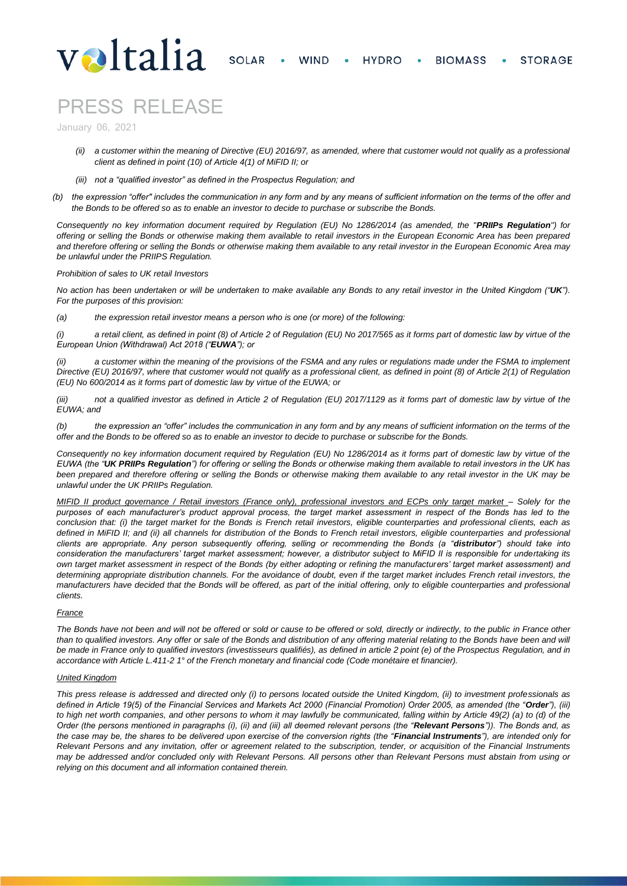*(ii) a customer within the meaning of Directive (EU) 2016/97, as amended, where that customer would not qualify as a professional client as defined in point (10) of Article 4(1) of MiFID II; or*

*(iii) not a "qualified investor" as defined in the Prospectus Regulation; and*

*(b) the expression "offer" includes the communication in any form and by any means of sufficient information on the terms of the offer and the Bonds to be offered so as to enable an investor to decide to purchase or subscribe the Bonds.*

*Consequently no key information document required by Regulation (EU) No 1286/2014 (as amended, the "**PRIIPs Regulation**") for offering or selling the Bonds or otherwise making them available to retail investors in the European Economic Area has been prepared and therefore offering or selling the Bonds or otherwise making them available to any retail investor in the European Economic Area may be unlawful under the PRIIPS Regulation.*

*Prohibition of sales to UK retail Investors*

*No action has been undertaken or will be undertaken to make available any Bonds to any retail investor in the United Kingdom ("**UK**"). For the purposes of this provision:*

*(a) the expression retail investor means a person who is one (or more) of the following:*

*(i) a retail client, as defined in point (8) of Article 2 of Regulation (EU) No 2017/565 as it forms part of domestic law by virtue of the European Union (Withdrawal) Act 2018 ("**EUWA**"); or*

*(ii) a customer within the meaning of the provisions of the FSMA and any rules or regulations made under the FSMA to implement Directive (EU) 2016/97, where that customer would not qualify as a professional client, as defined in point (8) of Article 2(1) of Regulation (EU) No 600/2014 as it forms part of domestic law by virtue of the EUWA; or*

*(iii) not a qualified investor as defined in Article 2 of Regulation (EU) 2017/1129 as it forms part of domestic law by virtue of the EUWA; and*

*(b) the expression an "offer" includes the communication in any form and by any means of sufficient information on the terms of the offer and the Bonds to be offered so as to enable an investor to decide to purchase or subscribe for the Bonds.*

*Consequently no key information document required by Regulation (EU) No 1286/2014 as it forms part of domestic law by virtue of the EUWA (the "**UK PRIIPs Regulation**") for offering or selling the Bonds or otherwise making them available to retail investors in the UK has been prepared and therefore offering or selling the Bonds or otherwise making them available to any retail investor in the UK may be unlawful under the UK PRIIPs Regulation.*

*MIFID II product governance / Retail investors (France only), professional investors and ECPs only target market – Solely for the purposes of each manufacturer's product approval process, the target market assessment in respect of the Bonds has led to the conclusion that: (i) the target market for the Bonds is French retail investors, eligible counterparties and professional clients, each as defined in MiFID II; and (ii) all channels for distribution of the Bonds to French retail investors, eligible counterparties and professional clients are appropriate. Any person subsequently offering, selling or recommending the Bonds (a "**distributor**") should take into consideration the manufacturers' target market assessment; however, a distributor subject to MiFID II is responsible for undertaking its own target market assessment in respect of the Bonds (by either adopting or refining the manufacturers' target market assessment) and determining appropriate distribution channels. For the avoidance of doubt, even if the target market includes French retail investors, the manufacturers have decided that the Bonds will be offered, as part of the initial offering, only to eligible counterparties and professional clients.*

*France*

*The Bonds have not been and will not be offered or sold or cause to be offered or sold, directly or indirectly, to the public in France other than to qualified investors. Any offer or sale of the Bonds and distribution of any offering material relating to the Bonds have been and will be made in France only to qualified investors (investisseurs qualifiés), as defined in article 2 point (e) of the Prospectus Regulation, and in accordance with Article L.411-2 1° of the French monetary and financial code (Code monétaire et financier).*

*United Kingdom*

*This press release is addressed and directed only (i) to persons located outside the United Kingdom, (ii) to investment professionals as defined in Article 19(5) of the Financial Services and Markets Act 2000 (Financial Promotion) Order 2005, as amended (the "**Order**"), (iii) to high net worth companies, and other persons to whom it may lawfully be communicated, falling within by Article 49(2) (a) to (d) of the Order (the persons mentioned in paragraphs (i), (ii) and (iii) all deemed relevant persons (the "**Relevant Persons**")). The Bonds and, as the case may be, the shares to be delivered upon exercise of the conversion rights (the "**Financial Instruments**"), are intended only for Relevant Persons and any invitation, offer or agreement related to the subscription, tender, or acquisition of the Financial Instruments may be addressed and/or concluded only with Relevant Persons. All persons other than Relevant Persons must abstain from using or relying on this document and all information contained therein.*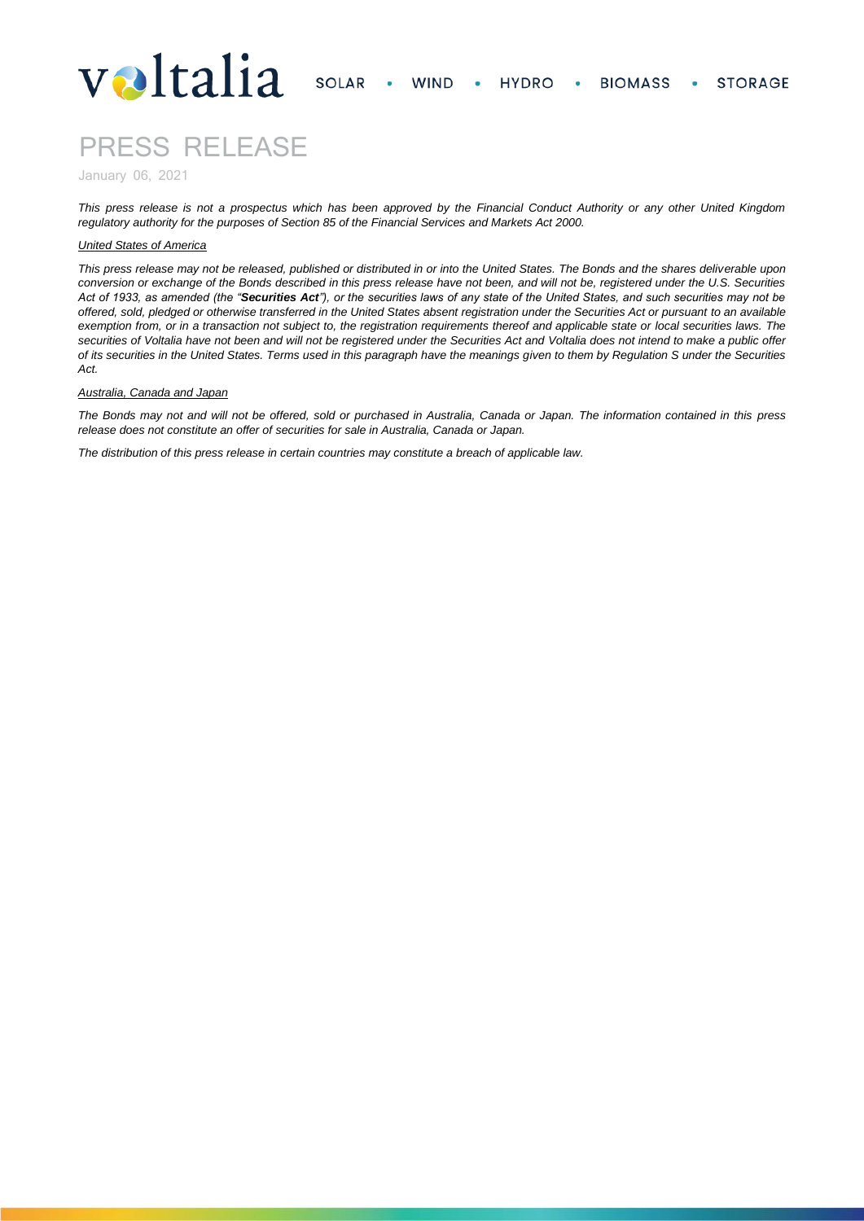# PRESS RELEASE

January 06, 2021

*This press release is not a prospectus which has been approved by the Financial Conduct Authority or any other United Kingdom regulatory authority for the purposes of Section 85 of the Financial Services and Markets Act 2000.*

*United States of America*

*This press release may not be released, published or distributed in or into the United States. The Bonds and the shares deliverable upon conversion or exchange of the Bonds described in this press release have not been, and will not be, registered under the U.S. Securities Act of 1933, as amended (the "**Securities Act**"), or the securities laws of any state of the United States, and such securities may not be offered, sold, pledged or otherwise transferred in the United States absent registration under the Securities Act or pursuant to an available exemption from, or in a transaction not subject to, the registration requirements thereof and applicable state or local securities laws. The securities of Voltalia have not been and will not be registered under the Securities Act and Voltalia does not intend to make a public offer of its securities in the United States. Terms used in this paragraph have the meanings given to them by Regulation S under the Securities Act.*

*Australia, Canada and Japan*

*The Bonds may not and will not be offered, sold or purchased in Australia, Canada or Japan. The information contained in this press release does not constitute an offer of securities for sale in Australia, Canada or Japan.*

*The distribution of this press release in certain countries may constitute a breach of applicable law.*